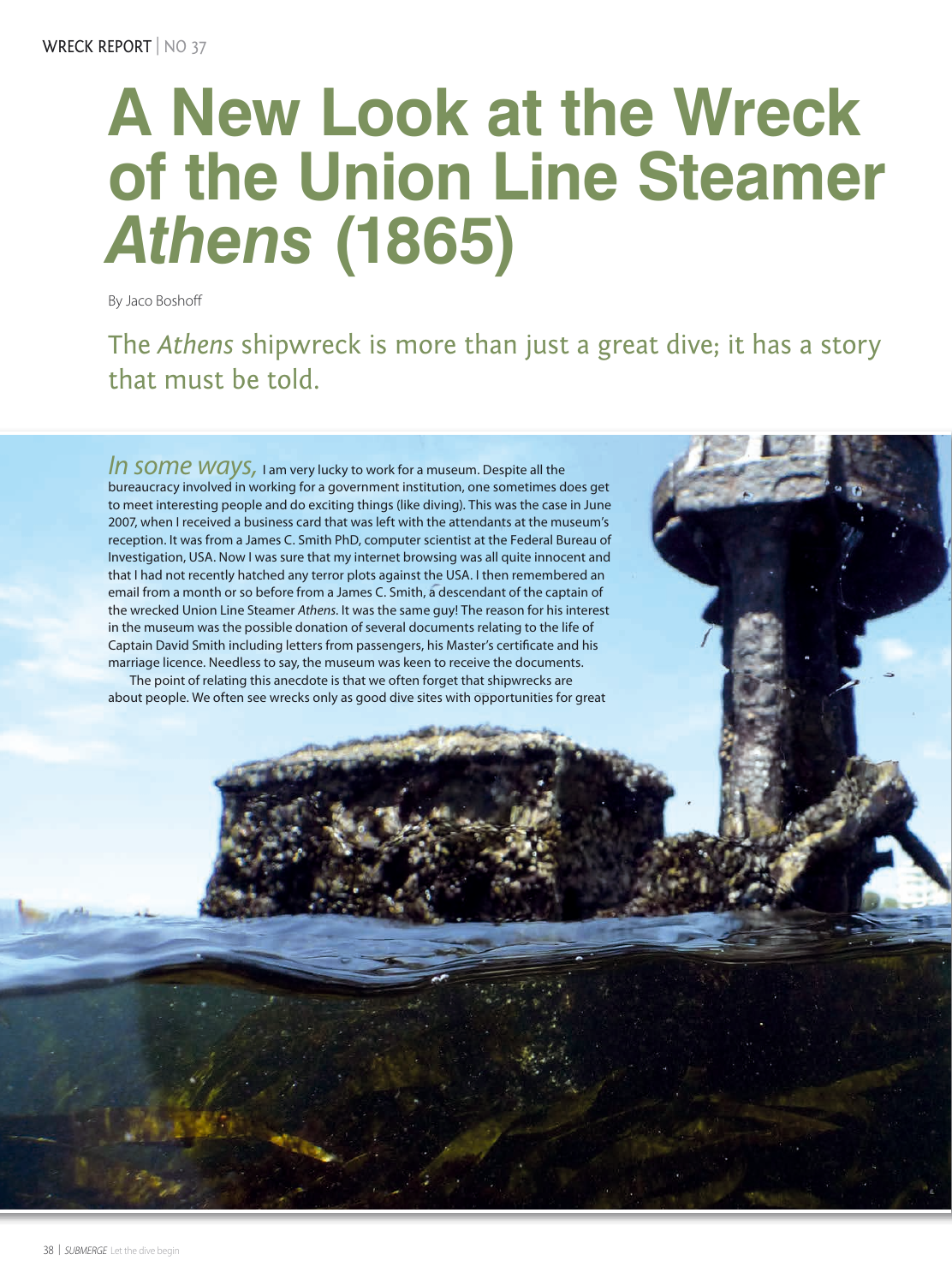# A New Look at the Wreck of the Union Line Steamer *Athens* (1865)

By Jaco Boshoff

## The *Athens* shipwreck is more than just a great dive; it has a story that must be told.

*In some ways,* I am very lucky to work for a museum. Despite all the bureaucracy involved in working for a government institution, one sometimes does get to meet interesting people and do exciting things (like diving). This was the case in June 2007, when I received a business card that was left with the attendants at the museum's reception. It was from a James C. Smith PhD, computer scientist at the Federal Bureau of Investigation, USA. Now I was sure that my internet browsing was all quite innocent and that I had not recently hatched any terror plots against the USA. I then remembered an email from a month or so before from a James C. Smith, a descendant of the captain of the wrecked Union Line Steamer *Athens*. It was the same guy! The reason for his interest in the museum was the possible donation of several documents relating to the life of Captain David Smith including letters from passengers, his Master's certificate and his marriage licence. Needless to say, the museum was keen to receive the documents.

The point of relating this anecdote is that we often forget that shipwrecks are about people. We often see wrecks only as good dive sites with opportunities for great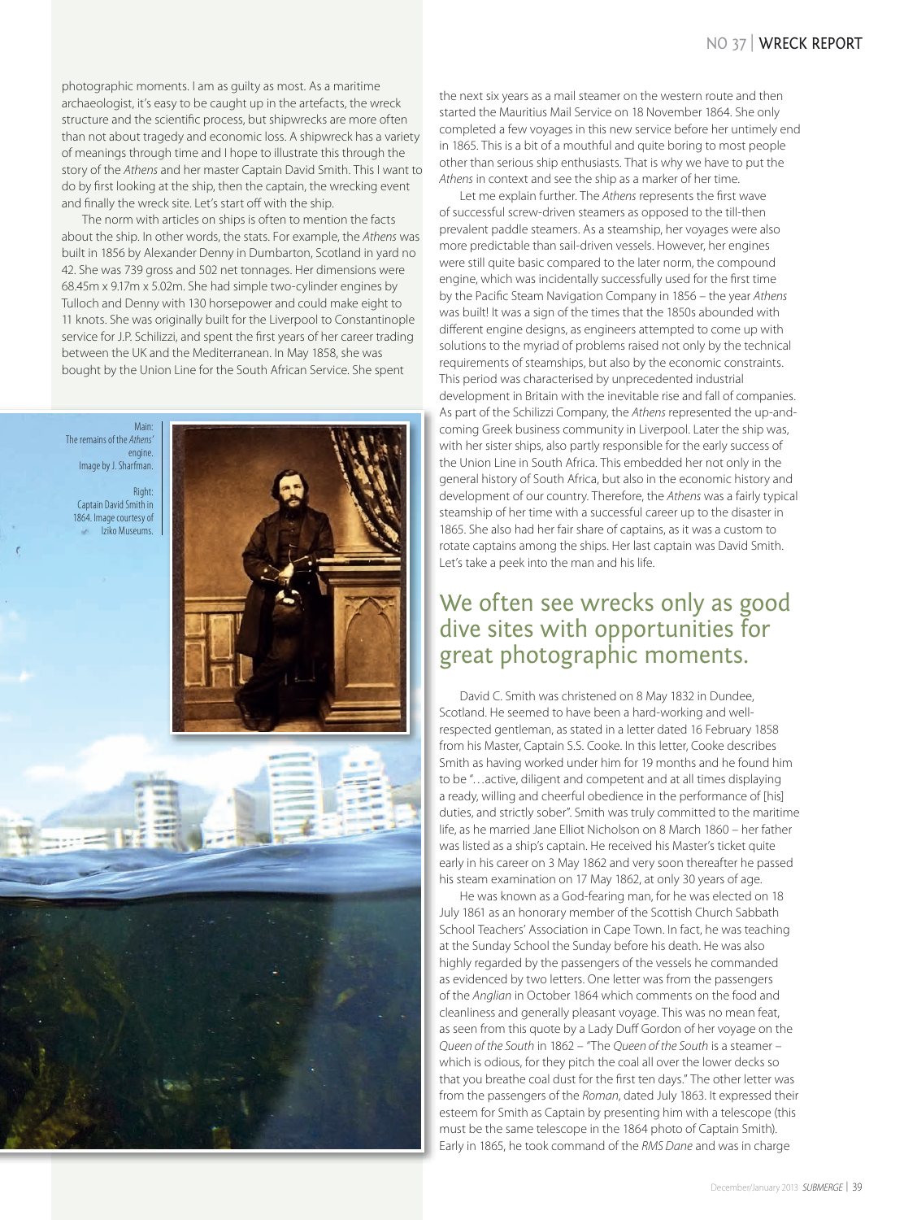photographic moments. I am as guilty as most. As a maritime archaeologist, it's easy to be caught up in the artefacts, the wreck structure and the scientific process, but shipwrecks are more often than not about tragedy and economic loss. A shipwreck has a variety of meanings through time and I hope to illustrate this through the story of the *Athens* and her master Captain David Smith. This I want to do by first looking at the ship, then the captain, the wrecking event and finally the wreck site. Let's start off with the ship.

The norm with articles on ships is often to mention the facts about the ship. In other words, the stats. For example, the *Athens* was built in 1856 by Alexander Denny in Dumbarton, Scotland in yard no 42. She was 739 gross and 502 net tonnages. Her dimensions were 68.45m x 9.17m x 5.02m. She had simple two-cylinder engines by Tulloch and Denny with 130 horsepower and could make eight to 11 knots. She was originally built for the Liverpool to Constantinople service for J.P. Schilizzi, and spent the first years of her career trading between the UK and the Mediterranean. In May 1858, she was bought by the Union Line for the South African Service. She spent the next six years as a mail steamer on the western route and then started the Mauritius Mail Service on 18 November 1864. She only completed a few voyages in this new service before her untimely end in 1865. This is a bit of a mouthful and quite boring to most people other than serious ship enthusiasts. That is why we have to put the *Athens* in context and see the ship as a marker of her time.

Main: The remains of the *Athens'* engine. Image by J. Sharfman.

Right: Captain David Smith in 1864. Image courtesy of Iziko Museums.

Let me explain further. The *Athens* represents the first wave of successful screw-driven steamers as opposed to the till-then prevalent paddle steamers. As a steamship, her voyages were also more predictable than sail-driven vessels. However, her engines were still quite basic compared to the later norm, the compound engine, which was incidentally successfully used for the first time by the Pacific Steam Navigation Company in 1856 – the year *Athens* was built! It was a sign of the times that the 1850s abounded with different engine designs, as engineers attempted to come up with solutions to the myriad of problems raised not only by the technical requirements of steamships, but also by the economic constraints. This period was characterised by unprecedented industrial development in Britain with the inevitable rise and fall of companies. As part of the Schilizzi Company, the *Athens* represented the up-and-coming Greek business community in Liverpool. Later the ship was, with her sister ships, also partly responsible for the early success of the Union Line in South Africa. This embedded her not only in the general history of South Africa, but also in the economic history and development of our country. Therefore, the *Athens* was a fairly typical steamship of her time with a successful career up to the disaster in 1865. She also had her fair share of captains, as it was a custom to rotate captains among the ships. Her last captain was David Smith. Let's take a peek into the man and his life.

## We often see wrecks only as good dive sites with opportunities for great photographic moments.

David C. Smith was christened on 8 May 1832 in Dundee, Scotland. He seemed to have been a hard-working and well-respected gentleman, as stated in a letter dated 16 February 1858 from his Master, Captain S.S. Cooke. In this letter, Cooke describes Smith as having worked under him for 19 months and he found him to be "…active, diligent and competent and at all times displaying a ready, willing and cheerful obedience in the performance of [his] duties, and strictly sober". Smith was truly committed to the maritime life, as he married Jane Elliot Nicholson on 8 March 1860 – her father was listed as a ship's captain. He received his Master's ticket quite early in his career on 3 May 1862 and very soon thereafter he passed his steam examination on 17 May 1862, at only 30 years of age.

He was known as a God-fearing man, for he was elected on 18 July 1861 as an honorary member of the Scottish Church Sabbath School Teachers' Association in Cape Town. In fact, he was teaching at the Sunday School the Sunday before his death. He was also highly regarded by the passengers of the vessels he commanded as evidenced by two letters. One letter was from the passengers of the *Anglian* in October 1864 which comments on the food and cleanliness and generally pleasant voyage. This was no mean feat, as seen from this quote by a Lady Duff Gordon of her voyage on the *Queen of the South* in 1862 – "The *Queen of the South* is a steamer – which is odious, for they pitch the coal all over the lower decks so that you breathe coal dust for the first ten days." The other letter was from the passengers of the *Roman*, dated July 1863. It expressed their esteem for Smith as Captain by presenting him with a telescope (this must be the same telescope in the 1864 photo of Captain Smith). Early in 1865, he took command of the *RMS Dane* and was in charge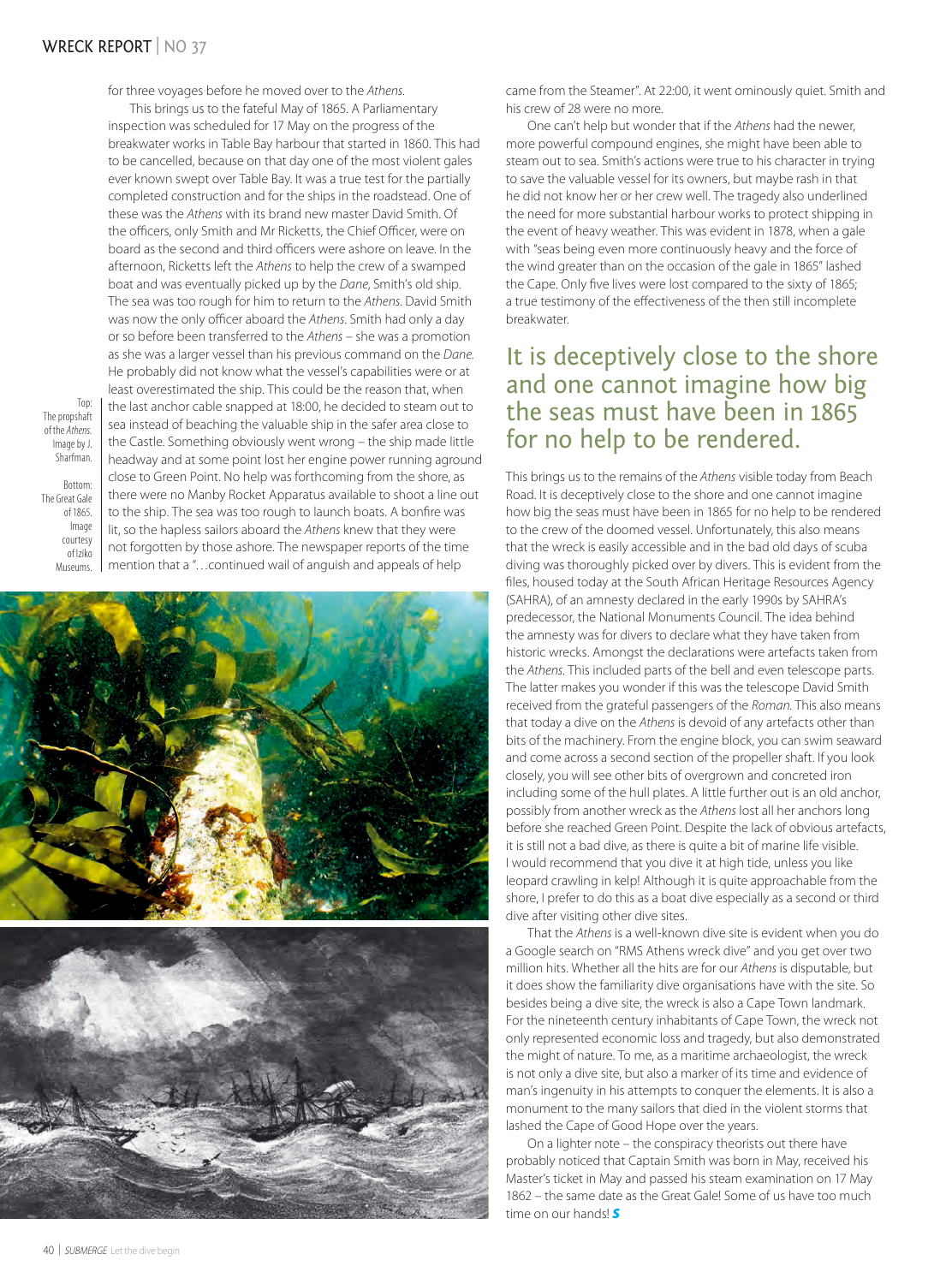for three voyages before he moved over to the *Athens*.

This brings us to the fateful May of 1865. A Parliamentary inspection was scheduled for 17 May on the progress of the breakwater works in Table Bay harbour that started in 1860. This had to be cancelled, because on that day one of the most violent gales ever known swept over Table Bay. It was a true test for the partially completed construction and for the ships in the roadstead. One of these was the *Athens* with its brand new master David Smith. Of the officers, only Smith and Mr Ricketts, the Chief Officer, were on board as the second and third officers were ashore on leave. In the afternoon, Ricketts left the *Athens* to help the crew of a swamped boat and was eventually picked up by the *Dane*, Smith's old ship. The sea was too rough for him to return to the *Athens*. David Smith was now the only officer aboard the *Athens*. Smith had only a day or so before been transferred to the *Athens* – she was a promotion as she was a larger vessel than his previous command on the *Dane*. He probably did not know what the vessel's capabilities were or at least overestimated the ship. This could be the reason that, when the last anchor cable snapped at 18:00, he decided to steam out to sea instead of beaching the valuable ship in the safer area close to the Castle. Something obviously went wrong – the ship made little headway and at some point lost her engine power running aground close to Green Point. No help was forthcoming from the shore, as there were no Manby Rocket Apparatus available to shoot a line out to the ship. The sea was too rough to launch boats. A bonfire was lit, so the hapless sailors aboard the *Athens* knew that they were not forgotten by those ashore. The newspaper reports of the time mention that a "…continued wail of anguish and appeals of help came from the Steamer". At 22:00, it went ominously quiet. Smith and his crew of 28 were no more.

Top: The propshaft of the *Athens*. Image by J. Sharfman.

Bottom: The Great Gale of 1865. Image courtesy of Iziko Museums.

One can't help but wonder that if the *Athens* had the newer, more powerful compound engines, she might have been able to steam out to sea. Smith's actions were true to his character in trying to save the valuable vessel for its owners, but maybe rash in that he did not know her or her crew well. The tragedy also underlined the need for more substantial harbour works to protect shipping in the event of heavy weather. This was evident in 1878, when a gale with "seas being even more continuously heavy and the force of the wind greater than on the occasion of the gale in 1865" lashed the Cape. Only five lives were lost compared to the sixty of 1865; a true testimony of the effectiveness of the then still incomplete breakwater.

## It is deceptively close to the shore and one cannot imagine how big the seas must have been in 1865 for no help to be rendered.

This brings us to the remains of the *Athens* visible today from Beach Road. It is deceptively close to the shore and one cannot imagine how big the seas must have been in 1865 for no help to be rendered to the crew of the doomed vessel. Unfortunately, this also means that the wreck is easily accessible and in the bad old days of scuba diving was thoroughly picked over by divers. This is evident from the files, housed today at the South African Heritage Resources Agency (SAHRA), of an amnesty declared in the early 1990s by SAHRA's predecessor, the National Monuments Council. The idea behind the amnesty was for divers to declare what they have taken from historic wrecks. Amongst the declarations were artefacts taken from the *Athens*. This included parts of the bell and even telescope parts. The latter makes you wonder if this was the telescope David Smith received from the grateful passengers of the *Roman*. This also means that today a dive on the *Athens* is devoid of any artefacts other than bits of the machinery. From the engine block, you can swim seaward and come across a second section of the propeller shaft. If you look closely, you will see other bits of overgrown and concreted iron including some of the hull plates. A little further out is an old anchor, possibly from another wreck as the *Athens* lost all her anchors long before she reached Green Point. Despite the lack of obvious artefacts, it is still not a bad dive, as there is quite a bit of marine life visible. I would recommend that you dive it at high tide, unless you like leopard crawling in kelp! Although it is quite approachable from the shore, I prefer to do this as a boat dive especially as a second or third dive after visiting other dive sites.

That the *Athens* is a well-known dive site is evident when you do a Google search on "RMS Athens wreck dive" and you get over two million hits. Whether all the hits are for our *Athens* is disputable, but it does show the familiarity dive organisations have with the site. So besides being a dive site, the wreck is also a Cape Town landmark. For the nineteenth century inhabitants of Cape Town, the wreck not only represented economic loss and tragedy, but also demonstrated the might of nature. To me, as a maritime archaeologist, the wreck is not only a dive site, but also a marker of its time and evidence of man's ingenuity in his attempts to conquer the elements. It is also a monument to the many sailors that died in the violent storms that lashed the Cape of Good Hope over the years.

On a lighter note – the conspiracy theorists out there have probably noticed that Captain Smith was born in May, received his Master's ticket in May and passed his steam examination on 17 May 1862 – the same date as the Great Gale! Some of us have too much time on our hands!